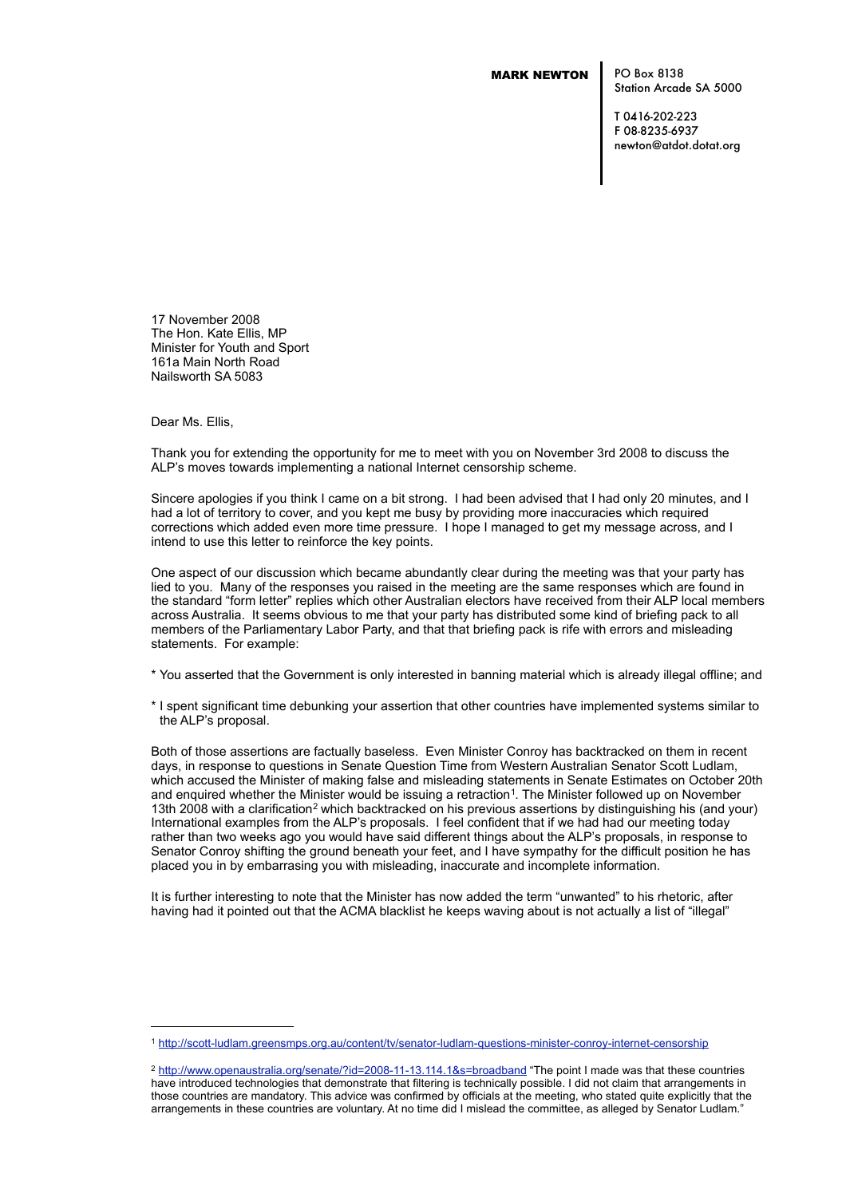**MARK NEWTON**

PO Box 8138
Station Arcade SA 5000

T 0416-202-223
F 08-8235-6937
newton@atdot.dotat.org

17 November 2008
The Hon. Kate Ellis, MP
Minister for Youth and Sport
161a Main North Road
Nailsworth SA 5083

Dear Ms. Ellis,

Thank you for extending the opportunity for me to meet with you on November 3rd 2008 to discuss the ALP's moves towards implementing a national Internet censorship scheme.

Sincere apologies if you think I came on a bit strong. I had been advised that I had only 20 minutes, and I had a lot of territory to cover, and you kept me busy by providing more inaccuracies which required corrections which added even more time pressure. I hope I managed to get my message across, and I intend to use this letter to reinforce the key points.

One aspect of our discussion which became abundantly clear during the meeting was that your party has lied to you. Many of the responses you raised in the meeting are the same responses which are found in the standard "form letter" replies which other Australian electors have received from their ALP local members across Australia. It seems obvious to me that your party has distributed some kind of briefing pack to all members of the Parliamentary Labor Party, and that that briefing pack is rife with errors and misleading statements. For example:

* You asserted that the Government is only interested in banning material which is already illegal offline; and

* I spent significant time debunking your assertion that other countries have implemented systems similar to the ALP's proposal.

Both of those assertions are factually baseless. Even Minister Conroy has backtracked on them in recent days, in response to questions in Senate Question Time from Western Australian Senator Scott Ludlam, which accused the Minister of making false and misleading statements in Senate Estimates on October 20th and enquired whether the Minister would be issuing a retraction[1]. The Minister followed up on November 13th 2008 with a clarification[2] which backtracked on his previous assertions by distinguishing his (and your) International examples from the ALP's proposals. I feel confident that if we had had our meeting today rather than two weeks ago you would have said different things about the ALP's proposals, in response to Senator Conroy shifting the ground beneath your feet, and I have sympathy for the difficult position he has placed you in by embarrasing you with misleading, inaccurate and incomplete information.

It is further interesting to note that the Minister has now added the term "unwanted" to his rhetoric, after having had it pointed out that the ACMA blacklist he keeps waving about is not actually a list of "illegal"

---

[1] http://scott-ludlam.greensmps.org.au/content/tv/senator-ludlam-questions-minister-conroy-internet-censorship

[2] http://www.openaustralia.org/senate/?id=2008-11-13.114.1&s=broadband "The point I made was that these countries have introduced technologies that demonstrate that filtering is technically possible. I did not claim that arrangements in those countries are mandatory. This advice was confirmed by officials at the meeting, who stated quite explicitly that the arrangements in these countries are voluntary. At no time did I mislead the committee, as alleged by Senator Ludlam."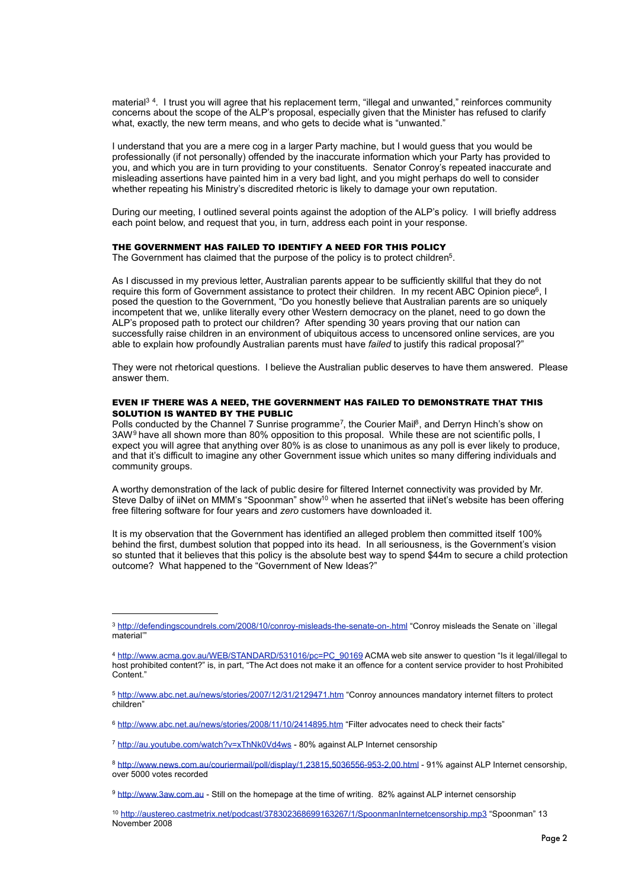material[3] [4]. I trust you will agree that his replacement term, "illegal and unwanted," reinforces community concerns about the scope of the ALP's proposal, especially given that the Minister has refused to clarify what, exactly, the new term means, and who gets to decide what is "unwanted."

I understand that you are a mere cog in a larger Party machine, but I would guess that you would be professionally (if not personally) offended by the inaccurate information which your Party has provided to you, and which you are in turn providing to your constituents. Senator Conroy's repeated inaccurate and misleading assertions have painted him in a very bad light, and you might perhaps do well to consider whether repeating his Ministry's discredited rhetoric is likely to damage your own reputation.

During our meeting, I outlined several points against the adoption of the ALP's policy. I will briefly address each point below, and request that you, in turn, address each point in your response.

## THE GOVERNMENT HAS FAILED TO IDENTIFY A NEED FOR THIS POLICY

The Government has claimed that the purpose of the policy is to protect children[5].

As I discussed in my previous letter, Australian parents appear to be sufficiently skillful that they do not require this form of Government assistance to protect their children. In my recent ABC Opinion piece[6], I posed the question to the Government, "Do you honestly believe that Australian parents are so uniquely incompetent that we, unlike literally every other Western democracy on the planet, need to go down the ALP's proposed path to protect our children? After spending 30 years proving that our nation can successfully raise children in an environment of ubiquitous access to uncensored online services, are you able to explain how profoundly Australian parents must have *failed* to justify this radical proposal?"

They were not rhetorical questions. I believe the Australian public deserves to have them answered. Please answer them.

## EVEN IF THERE WAS A NEED, THE GOVERNMENT HAS FAILED TO DEMONSTRATE THAT THIS SOLUTION IS WANTED BY THE PUBLIC

Polls conducted by the Channel 7 Sunrise programme[7], the Courier Mail[8], and Derryn Hinch's show on 3AW[9] have all shown more than 80% opposition to this proposal. While these are not scientific polls, I expect you will agree that anything over 80% is as close to unanimous as any poll is ever likely to produce, and that it's difficult to imagine any other Government issue which unites so many differing individuals and community groups.

A worthy demonstration of the lack of public desire for filtered Internet connectivity was provided by Mr. Steve Dalby of iiNet on MMM's "Spoonman" show[10] when he asserted that iiNet's website has been offering free filtering software for four years and *zero* customers have downloaded it.

It is my observation that the Government has identified an alleged problem then committed itself 100% behind the first, dumbest solution that popped into its head. In all seriousness, is the Government's vision so stunted that it believes that this policy is the absolute best way to spend $44m to secure a child protection outcome? What happened to the "Government of New Ideas?"

---

[3] http://defendingscoundrels.com/2008/10/conroy-misleads-the-senate-on-.html "Conroy misleads the Senate on `illegal material'"

[4] http://www.acma.gov.au/WEB/STANDARD/531016/pc=PC_90169 ACMA web site answer to question "Is it legal/illegal to host prohibited content?" is, in part, "The Act does not make it an offence for a content service provider to host Prohibited Content."

[5] http://www.abc.net.au/news/stories/2007/12/31/2129471.htm "Conroy announces mandatory internet filters to protect children"

[6] http://www.abc.net.au/news/stories/2008/11/10/2414895.htm "Filter advocates need to check their facts"

[7] http://au.youtube.com/watch?v=xThNk0Vd4ws - 80% against ALP Internet censorship

[8] http://www.news.com.au/couriermail/poll/display/1,23815,5036556-953-2,00.html - 91% against ALP Internet censorship, over 5000 votes recorded

[9] http://www.3aw.com.au - Still on the homepage at the time of writing. 82% against ALP internet censorship

[10] http://austereo.castmetrix.net/podcast/378302368699163267/1/SpoonmanInternetcensorship.mp3 "Spoonman" 13 November 2008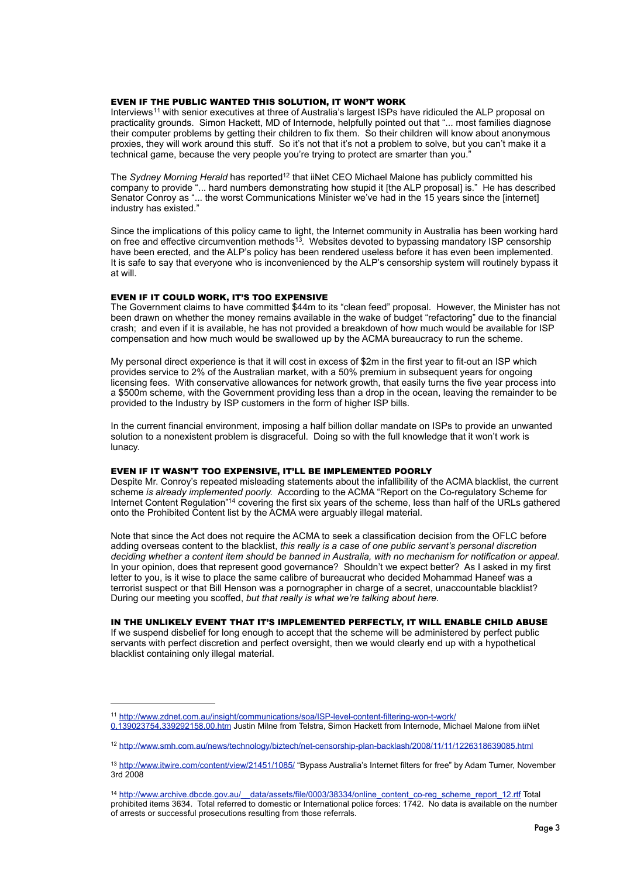### EVEN IF THE PUBLIC WANTED THIS SOLUTION, IT WON'T WORK

Interviews[11] with senior executives at three of Australia's largest ISPs have ridiculed the ALP proposal on practicality grounds. Simon Hackett, MD of Internode, helpfully pointed out that "... most families diagnose their computer problems by getting their children to fix them. So their children will know about anonymous proxies, they will work around this stuff. So it's not that it's not a problem to solve, but you can't make it a technical game, because the very people you're trying to protect are smarter than you."

The *Sydney Morning Herald* has reported[12] that iiNet CEO Michael Malone has publicly committed his company to provide "... hard numbers demonstrating how stupid it [the ALP proposal] is." He has described Senator Conroy as "... the worst Communications Minister we've had in the 15 years since the [internet] industry has existed."

Since the implications of this policy came to light, the Internet community in Australia has been working hard on free and effective circumvention methods[13]. Websites devoted to bypassing mandatory ISP censorship have been erected, and the ALP's policy has been rendered useless before it has even been implemented. It is safe to say that everyone who is inconvenienced by the ALP's censorship system will routinely bypass it at will.

### EVEN IF IT COULD WORK, IT'S TOO EXPENSIVE

The Government claims to have committed $44m to its "clean feed" proposal. However, the Minister has not been drawn on whether the money remains available in the wake of budget "refactoring" due to the financial crash; and even if it is available, he has not provided a breakdown of how much would be available for ISP compensation and how much would be swallowed up by the ACMA bureaucracy to run the scheme.

My personal direct experience is that it will cost in excess of $2m in the first year to fit-out an ISP which provides service to 2% of the Australian market, with a 50% premium in subsequent years for ongoing licensing fees. With conservative allowances for network growth, that easily turns the five year process into a $500m scheme, with the Government providing less than a drop in the ocean, leaving the remainder to be provided to the Industry by ISP customers in the form of higher ISP bills.

In the current financial environment, imposing a half billion dollar mandate on ISPs to provide an unwanted solution to a nonexistent problem is disgraceful. Doing so with the full knowledge that it won't work is lunacy.

### EVEN IF IT WASN'T TOO EXPENSIVE, IT'LL BE IMPLEMENTED POORLY

Despite Mr. Conroy's repeated misleading statements about the infallibility of the ACMA blacklist, the current scheme *is already implemented poorly.* According to the ACMA "Report on the Co-regulatory Scheme for Internet Content Regulation"[14] covering the first six years of the scheme, less than half of the URLs gathered onto the Prohibited Content list by the ACMA were arguably illegal material.

Note that since the Act does not require the ACMA to seek a classification decision from the OFLC before adding overseas content to the blacklist, *this really is a case of one public servant's personal discretion deciding whether a content item should be banned in Australia, with no mechanism for notification or appeal.* In your opinion, does that represent good governance? Shouldn't we expect better? As I asked in my first letter to you, is it wise to place the same calibre of bureaucrat who decided Mohammad Haneef was a terrorist suspect or that Bill Henson was a pornographer in charge of a secret, unaccountable blacklist? During our meeting you scoffed, *but that really is what we're talking about here.*

### IN THE UNLIKELY EVENT THAT IT'S IMPLEMENTED PERFECTLY, IT WILL ENABLE CHILD ABUSE

If we suspend disbelief for long enough to accept that the scheme will be administered by perfect public servants with perfect discretion and perfect oversight, then we would clearly end up with a hypothetical blacklist containing only illegal material.

---

[11] http://www.zdnet.com.au/insight/communications/soa/ISP-level-content-filtering-won-t-work/0,139023754,339292158,00.htm Justin Milne from Telstra, Simon Hackett from Internode, Michael Malone from iiNet

[12] http://www.smh.com.au/news/technology/biztech/net-censorship-plan-backlash/2008/11/11/1226318639085.html

[13] http://www.itwire.com/content/view/21451/1085/ "Bypass Australia's Internet filters for free" by Adam Turner, November 3rd 2008

[14] http://www.archive.dbcde.gov.au/__data/assets/file/0003/38334/online_content_co-reg_scheme_report_12.rtf Total prohibited items 3634. Total referred to domestic or International police forces: 1742. No data is available on the number of arrests or successful prosecutions resulting from those referrals.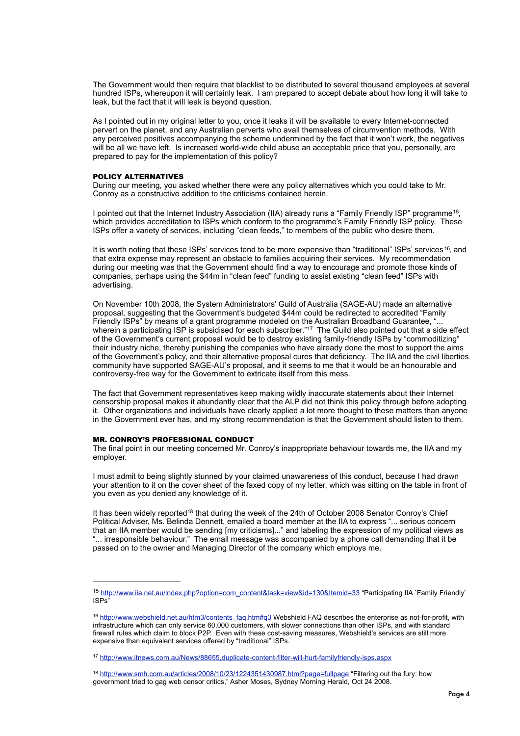The Government would then require that blacklist to be distributed to several thousand employees at several hundred ISPs, whereupon it will certainly leak. I am prepared to accept debate about how long it will take to leak, but the fact that it will leak is beyond question.

As I pointed out in my original letter to you, once it leaks it will be available to every Internet-connected pervert on the planet, and any Australian perverts who avail themselves of circumvention methods. With any perceived positives accompanying the scheme undermined by the fact that it won't work, the negatives will be all we have left. Is increased world-wide child abuse an acceptable price that you, personally, are prepared to pay for the implementation of this policy?

## POLICY ALTERNATIVES

During our meeting, you asked whether there were any policy alternatives which you could take to Mr. Conroy as a constructive addition to the criticisms contained herein.

I pointed out that the Internet Industry Association (IIA) already runs a "Family Friendly ISP" programme[15], which provides accreditation to ISPs which conform to the programme's Family Friendly ISP policy. These ISPs offer a variety of services, including "clean feeds," to members of the public who desire them.

It is worth noting that these ISPs' services tend to be more expensive than "traditional" ISPs' services[16], and that extra expense may represent an obstacle to families acquiring their services. My recommendation during our meeting was that the Government should find a way to encourage and promote those kinds of companies, perhaps using the $44m in "clean feed" funding to assist existing "clean feed" ISPs with advertising.

On November 10th 2008, the System Administrators' Guild of Australia (SAGE-AU) made an alternative proposal, suggesting that the Government's budgeted $44m could be redirected to accredited "Family Friendly ISPs" by means of a grant programme modeled on the Australian Broadband Guarantee, "... wherein a participating ISP is subsidised for each subscriber."[17] The Guild also pointed out that a side effect of the Government's current proposal would be to destroy existing family-friendly ISPs by "commoditizing" their industry niche, thereby punishing the companies who have already done the most to support the aims of the Government's policy, and their alternative proposal cures that deficiency. The IIA and the civil liberties community have supported SAGE-AU's proposal, and it seems to me that it would be an honourable and controversy-free way for the Government to extricate itself from this mess.

The fact that Government representatives keep making wildly inaccurate statements about their Internet censorship proposal makes it abundantly clear that the ALP did not think this policy through before adopting it. Other organizations and individuals have clearly applied a lot more thought to these matters than anyone in the Government ever has, and my strong recommendation is that the Government should listen to them.

## MR. CONROY'S PROFESSIONAL CONDUCT

The final point in our meeting concerned Mr. Conroy's inappropriate behaviour towards me, the IIA and my employer.

I must admit to being slightly stunned by your claimed unawareness of this conduct, because I had drawn your attention to it on the cover sheet of the faxed copy of my letter, which was sitting on the table in front of you even as you denied any knowledge of it.

It has been widely reported[18] that during the week of the 24th of October 2008 Senator Conroy's Chief Political Adviser, Ms. Belinda Dennett, emailed a board member at the IIA to express "... serious concern that an IIA member would be sending [my criticisms]..." and labeling the expression of my political views as "... irresponsible behaviour." The email message was accompanied by a phone call demanding that it be passed on to the owner and Managing Director of the company which employs me.

---

[15] http://www.iia.net.au/index.php?option=com_content&task=view&id=130&Itemid=33 "Participating IIA `Family Friendly' ISPs"

[16] http://www.webshield.net.au/htm3/contents_faq.htm#q3 Webshield FAQ describes the enterprise as not-for-profit, with infrastructure which can only service 60,000 customers, with slower connections than other ISPs, and with standard firewall rules which claim to block P2P. Even with these cost-saving measures, Webshield's services are still more expensive than equivalent services offered by "traditional" ISPs.

[17] http://www.itnews.com.au/News/88655,duplicate-content-filter-will-hurt-familyfriendly-isps.aspx

[18] http://www.smh.com.au/articles/2008/10/23/1224351430987.html?page=fullpage "Filtering out the fury: how government tried to gag web censor critics," Asher Moses, Sydney Morning Herald, Oct 24 2008.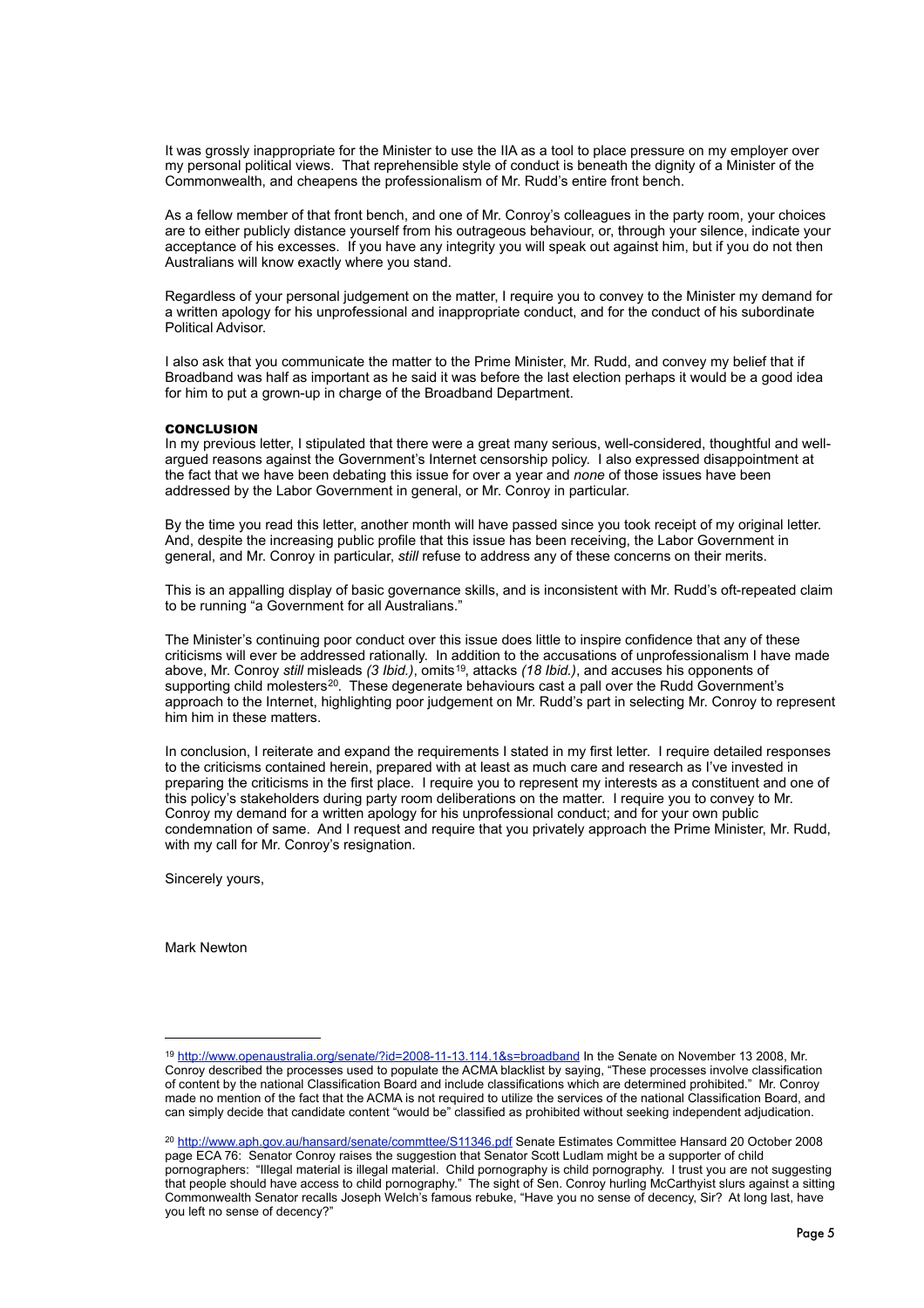It was grossly inappropriate for the Minister to use the IIA as a tool to place pressure on my employer over my personal political views. That reprehensible style of conduct is beneath the dignity of a Minister of the Commonwealth, and cheapens the professionalism of Mr. Rudd's entire front bench.

As a fellow member of that front bench, and one of Mr. Conroy's colleagues in the party room, your choices are to either publicly distance yourself from his outrageous behaviour, or, through your silence, indicate your acceptance of his excesses. If you have any integrity you will speak out against him, but if you do not then Australians will know exactly where you stand.

Regardless of your personal judgement on the matter, I require you to convey to the Minister my demand for a written apology for his unprofessional and inappropriate conduct, and for the conduct of his subordinate Political Advisor.

I also ask that you communicate the matter to the Prime Minister, Mr. Rudd, and convey my belief that if Broadband was half as important as he said it was before the last election perhaps it would be a good idea for him to put a grown-up in charge of the Broadband Department.

## CONCLUSION

In my previous letter, I stipulated that there were a great many serious, well-considered, thoughtful and well-argued reasons against the Government's Internet censorship policy. I also expressed disappointment at the fact that we have been debating this issue for over a year and *none* of those issues have been addressed by the Labor Government in general, or Mr. Conroy in particular.

By the time you read this letter, another month will have passed since you took receipt of my original letter. And, despite the increasing public profile that this issue has been receiving, the Labor Government in general, and Mr. Conroy in particular, *still* refuse to address any of these concerns on their merits.

This is an appalling display of basic governance skills, and is inconsistent with Mr. Rudd's oft-repeated claim to be running "a Government for all Australians."

The Minister's continuing poor conduct over this issue does little to inspire confidence that any of these criticisms will ever be addressed rationally. In addition to the accusations of unprofessionalism I have made above, Mr. Conroy *still* misleads *(3 Ibid.)*, omits[19], attacks *(18 Ibid.)*, and accuses his opponents of supporting child molesters[20]. These degenerate behaviours cast a pall over the Rudd Government's approach to the Internet, highlighting poor judgement on Mr. Rudd's part in selecting Mr. Conroy to represent him him in these matters.

In conclusion, I reiterate and expand the requirements I stated in my first letter. I require detailed responses to the criticisms contained herein, prepared with at least as much care and research as I've invested in preparing the criticisms in the first place. I require you to represent my interests as a constituent and one of this policy's stakeholders during party room deliberations on the matter. I require you to convey to Mr. Conroy my demand for a written apology for his unprofessional conduct; and for your own public condemnation of same. And I request and require that you privately approach the Prime Minister, Mr. Rudd, with my call for Mr. Conroy's resignation.

Sincerely yours,

Mark Newton

---

[19] http://www.openaustralia.org/senate/?id=2008-11-13.114.1&s=broadband In the Senate on November 13 2008, Mr. Conroy described the processes used to populate the ACMA blacklist by saying, "These processes involve classification of content by the national Classification Board and include classifications which are determined prohibited." Mr. Conroy made no mention of the fact that the ACMA is not required to utilize the services of the national Classification Board, and can simply decide that candidate content "would be" classified as prohibited without seeking independent adjudication.

[20] http://www.aph.gov.au/hansard/senate/commttee/S11346.pdf Senate Estimates Committee Hansard 20 October 2008 page ECA 76: Senator Conroy raises the suggestion that Senator Scott Ludlam might be a supporter of child pornographers: "Illegal material is illegal material. Child pornography is child pornography. I trust you are not suggesting that people should have access to child pornography." The sight of Sen. Conroy hurling McCarthyist slurs against a sitting Commonwealth Senator recalls Joseph Welch's famous rebuke, "Have you no sense of decency, Sir? At long last, have you left no sense of decency?"